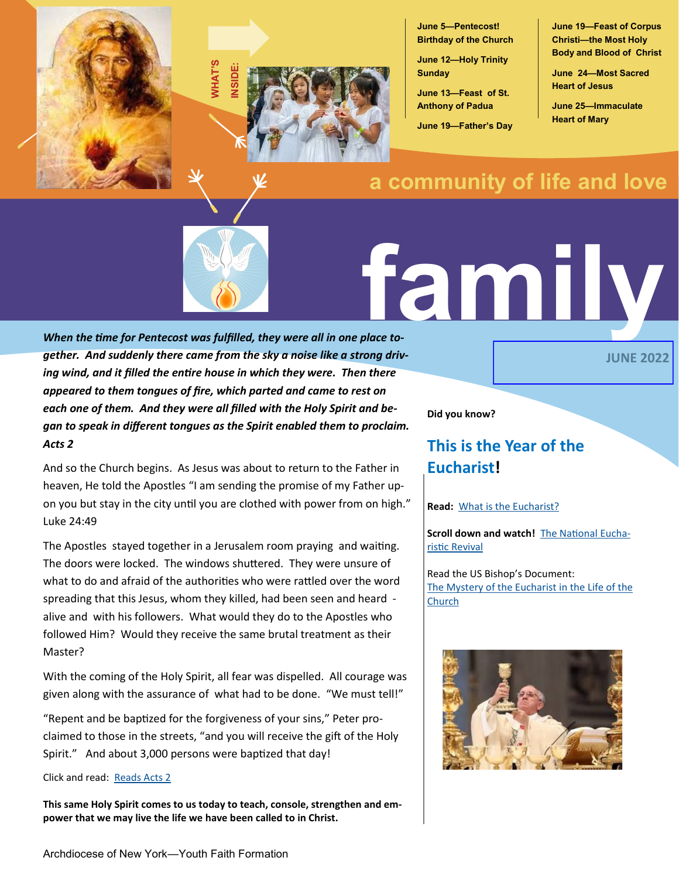# family

## a community of life and love

**JUNE 2022**

**WHAT'S INSIDE:**

- **June 5—Pentecost! Birthday of the Church**
- **June 12—Holy Trinity Sunday**
- **June 13—Feast of St. Anthony of Padua**
- **June 19—Father's Day**
- **June 19—Feast of Corpus Christi—the Most Holy Body and Blood of Christ**
- **June 24—Most Sacred Heart of Jesus**
- **June 25—Immaculate Heart of Mary**

***When the time for Pentecost was fulfilled, they were all in one place together. And suddenly there came from the sky a noise like a strong driving wind, and it filled the entire house in which they were. Then there appeared to them tongues of fire, which parted and came to rest on each one of them. And they were all filled with the Holy Spirit and began to speak in different tongues as the Spirit enabled them to proclaim. Acts 2***

And so the Church begins. As Jesus was about to return to the Father in heaven, He told the Apostles "I am sending the promise of my Father upon you but stay in the city until you are clothed with power from on high." Luke 24:49

The Apostles stayed together in a Jerusalem room praying and waiting. The doors were locked. The windows shuttered. They were unsure of what to do and afraid of the authorities who were rattled over the word spreading that this Jesus, whom they killed, had been seen and heard - alive and with his followers. What would they do to the Apostles who followed Him? Would they receive the same brutal treatment as their Master?

With the coming of the Holy Spirit, all fear was dispelled. All courage was given along with the assurance of what had to be done. "We must tell!"

"Repent and be baptized for the forgiveness of your sins," Peter proclaimed to those in the streets, "and you will receive the gift of the Holy Spirit." And about 3,000 persons were baptized that day!

Click and read: [Reads Acts 2]

**This same Holy Spirit comes to us today to teach, console, strengthen and empower that we may live the life we have been called to in Christ.**

**Did you know?**

## This is the Year of the Eucharist!

**Read:** [What is the Eucharist?]

**Scroll down and watch!** [The National Eucharistic Revival]

Read the US Bishop's Document: [The Mystery of the Eucharist in the Life of the Church]

Archdiocese of New York—Youth Faith Formation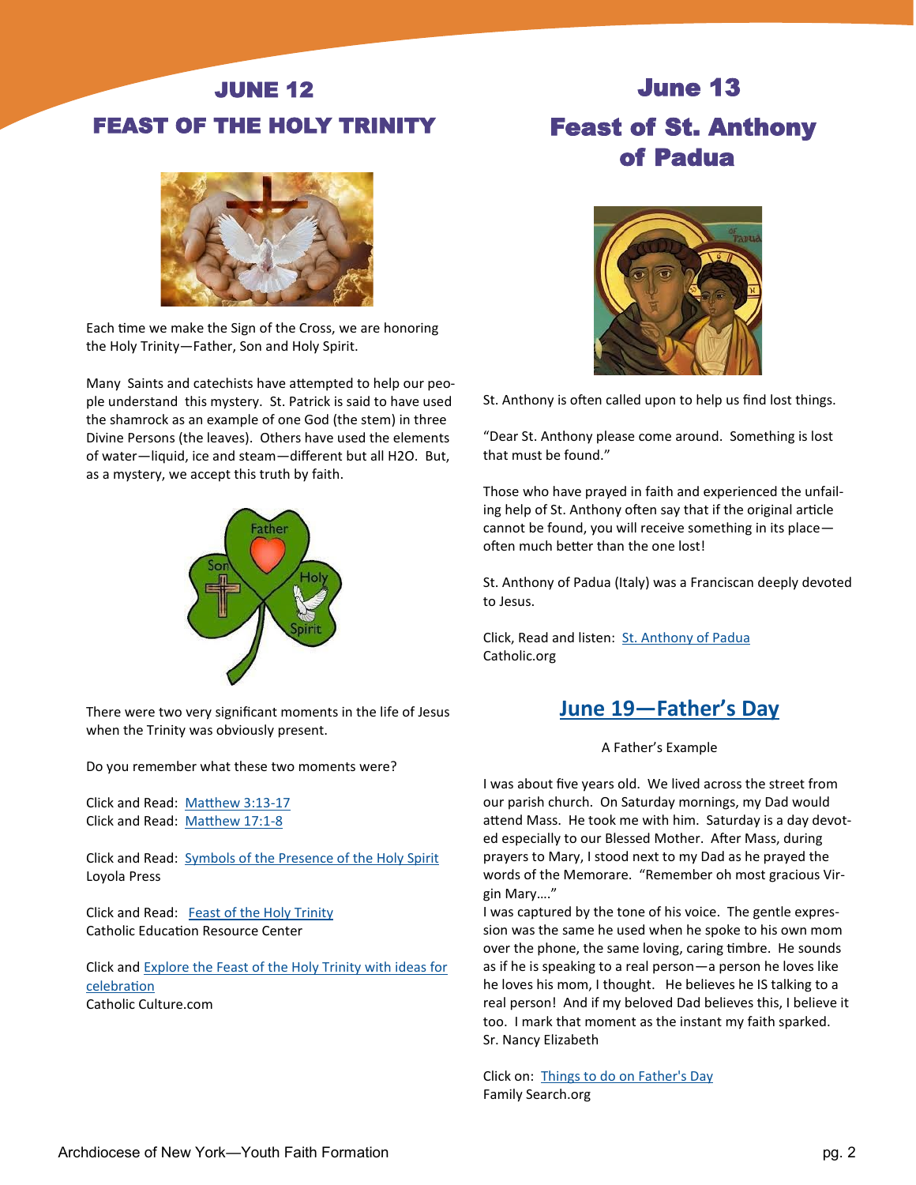## JUNE 12
## FEAST OF THE HOLY TRINITY

Each time we make the Sign of the Cross, we are honoring the Holy Trinity—Father, Son and Holy Spirit.

Many Saints and catechists have attempted to help our people understand this mystery. St. Patrick is said to have used the shamrock as an example of one God (the stem) in three Divine Persons (the leaves). Others have used the elements of water—liquid, ice and steam—different but all H2O. But, as a mystery, we accept this truth by faith.

There were two very significant moments in the life of Jesus when the Trinity was obviously present.

Do you remember what these two moments were?

Click and Read: Matthew 3:13-17
Click and Read: Matthew 17:1-8

Click and Read: Symbols of the Presence of the Holy Spirit
Loyola Press

Click and Read: Feast of the Holy Trinity
Catholic Education Resource Center

Click and Explore the Feast of the Holy Trinity with ideas for celebration
Catholic Culture.com

## June 13
## Feast of St. Anthony of Padua

St. Anthony is often called upon to help us find lost things.

"Dear St. Anthony please come around. Something is lost that must be found."

Those who have prayed in faith and experienced the unfailing help of St. Anthony often say that if the original article cannot be found, you will receive something in its place—often much better than the one lost!

St. Anthony of Padua (Italy) was a Franciscan deeply devoted to Jesus.

Click, Read and listen: St. Anthony of Padua
Catholic.org

## June 19—Father's Day

A Father's Example

I was about five years old. We lived across the street from our parish church. On Saturday mornings, my Dad would attend Mass. He took me with him. Saturday is a day devoted especially to our Blessed Mother. After Mass, during prayers to Mary, I stood next to my Dad as he prayed the words of the Memorare. "Remember oh most gracious Virgin Mary…."
I was captured by the tone of his voice. The gentle expression was the same he used when he spoke to his own mom over the phone, the same loving, caring timbre. He sounds as if he is speaking to a real person—a person he loves like he loves his mom, I thought. He believes he IS talking to a real person! And if my beloved Dad believes this, I believe it too. I mark that moment as the instant my faith sparked.
Sr. Nancy Elizabeth

Click on: Things to do on Father's Day
Family Search.org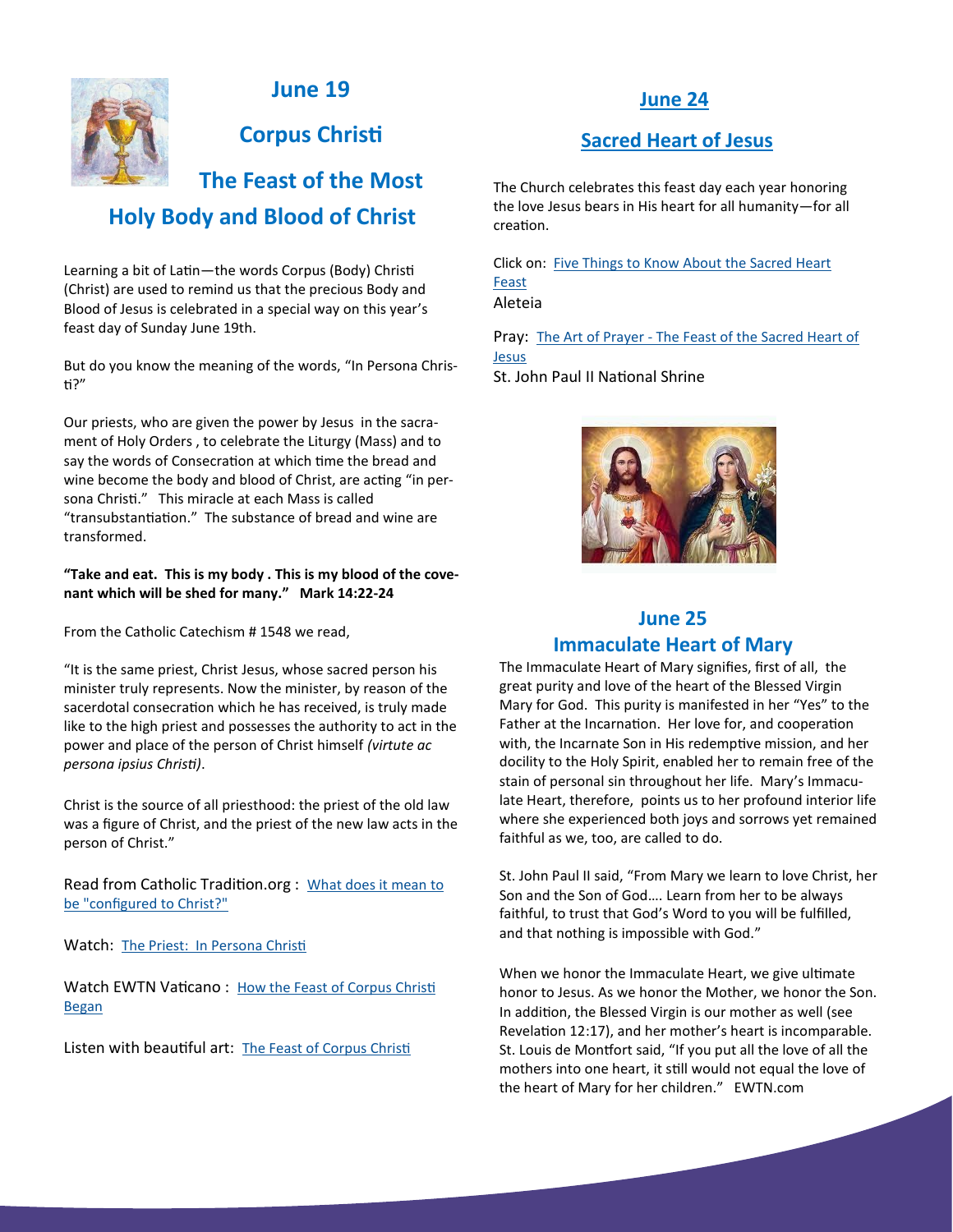## June 19

## Corpus Christi

## The Feast of the Most Holy Body and Blood of Christ

Learning a bit of Latin—the words Corpus (Body) Christi (Christ) are used to remind us that the precious Body and Blood of Jesus is celebrated in a special way on this year's feast day of Sunday June 19th.

But do you know the meaning of the words, "In Persona Christi?"

Our priests, who are given the power by Jesus in the sacrament of Holy Orders , to celebrate the Liturgy (Mass) and to say the words of Consecration at which time the bread and wine become the body and blood of Christ, are acting "in persona Christi." This miracle at each Mass is called "transubstantiation." The substance of bread and wine are transformed.

**"Take and eat. This is my body . This is my blood of the covenant which will be shed for many." Mark 14:22-24**

From the Catholic Catechism # 1548 we read,

"It is the same priest, Christ Jesus, whose sacred person his minister truly represents. Now the minister, by reason of the sacerdotal consecration which he has received, is truly made like to the high priest and possesses the authority to act in the power and place of the person of Christ himself *(virtute ac persona ipsius Christi)*.

Christ is the source of all priesthood: the priest of the old law was a figure of Christ, and the priest of the new law acts in the person of Christ."

Read from Catholic Tradition.org : What does it mean to be "configured to Christ?"

Watch: The Priest: In Persona Christi

Watch EWTN Vaticano : How the Feast of Corpus Christi Began

Listen with beautiful art: The Feast of Corpus Christi

## June 24

## Sacred Heart of Jesus

The Church celebrates this feast day each year honoring the love Jesus bears in His heart for all humanity—for all creation.

Click on: Five Things to Know About the Sacred Heart Feast
Aleteia

Pray: The Art of Prayer - The Feast of the Sacred Heart of Jesus
St. John Paul II National Shrine

## June 25

## Immaculate Heart of Mary

The Immaculate Heart of Mary signifies, first of all, the great purity and love of the heart of the Blessed Virgin Mary for God. This purity is manifested in her "Yes" to the Father at the Incarnation. Her love for, and cooperation with, the Incarnate Son in His redemptive mission, and her docility to the Holy Spirit, enabled her to remain free of the stain of personal sin throughout her life. Mary's Immaculate Heart, therefore, points us to her profound interior life where she experienced both joys and sorrows yet remained faithful as we, too, are called to do.

St. John Paul II said, "From Mary we learn to love Christ, her Son and the Son of God…. Learn from her to be always faithful, to trust that God's Word to you will be fulfilled, and that nothing is impossible with God."

When we honor the Immaculate Heart, we give ultimate honor to Jesus. As we honor the Mother, we honor the Son. In addition, the Blessed Virgin is our mother as well (see Revelation 12:17), and her mother's heart is incomparable. St. Louis de Montfort said, "If you put all the love of all the mothers into one heart, it still would not equal the love of the heart of Mary for her children." EWTN.com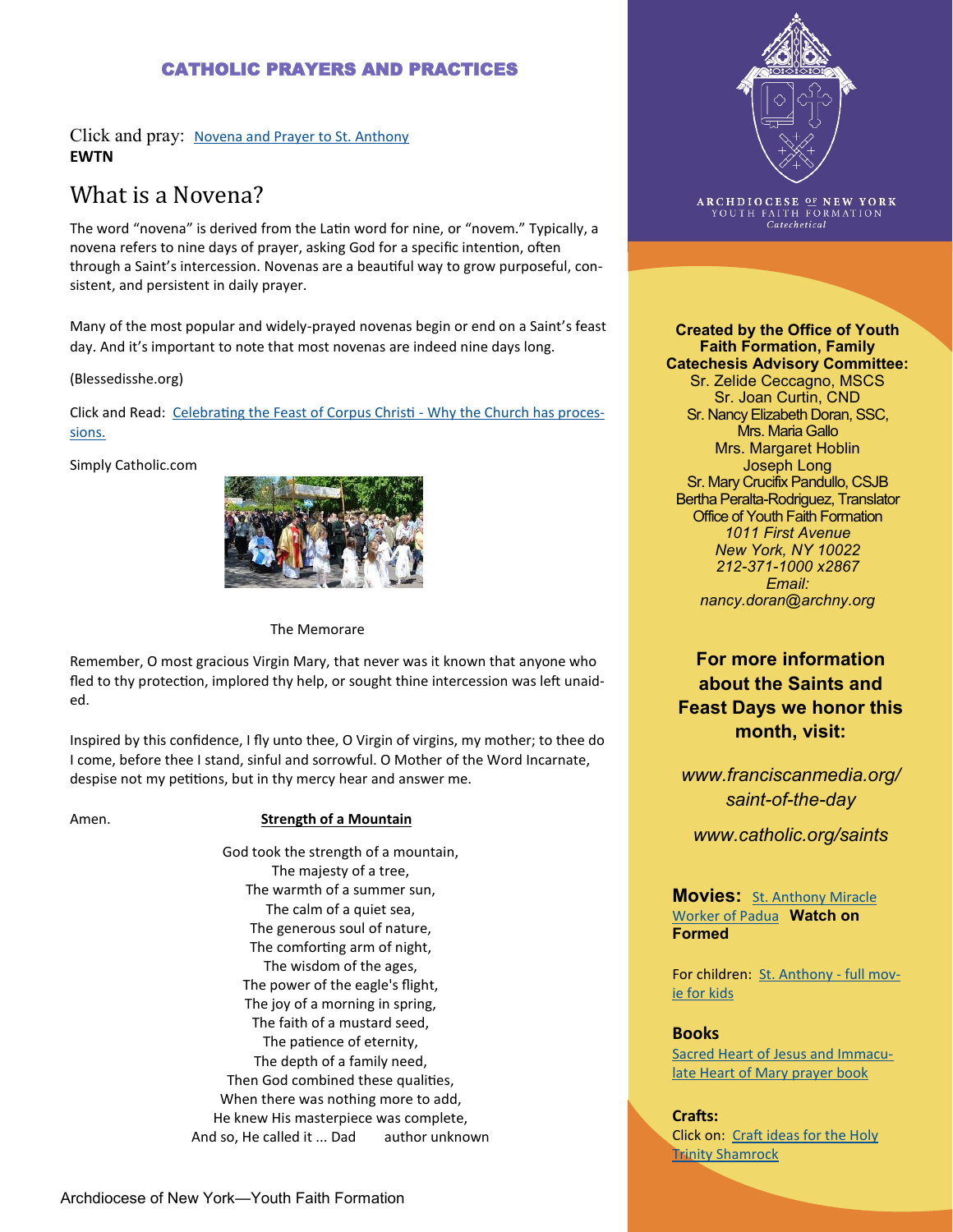## CATHOLIC PRAYERS AND PRACTICES

Click and pray: Novena and Prayer to St. Anthony
**EWTN**

# What is a Novena?

The word "novena" is derived from the Latin word for nine, or "novem." Typically, a novena refers to nine days of prayer, asking God for a specific intention, often through a Saint's intercession. Novenas are a beautiful way to grow purposeful, consistent, and persistent in daily prayer.

Many of the most popular and widely-prayed novenas begin or end on a Saint's feast day. And it's important to note that most novenas are indeed nine days long.

(Blessedisshe.org)

Click and Read: Celebrating the Feast of Corpus Christi - Why the Church has processions.

Simply Catholic.com

The Memorare

Remember, O most gracious Virgin Mary, that never was it known that anyone who fled to thy protection, implored thy help, or sought thine intercession was left unaided.

Inspired by this confidence, I fly unto thee, O Virgin of virgins, my mother; to thee do I come, before thee I stand, sinful and sorrowful. O Mother of the Word Incarnate, despise not my petitions, but in thy mercy hear and answer me.

Amen.

**Strength of a Mountain**

God took the strength of a mountain,
The majesty of a tree,
The warmth of a summer sun,
The calm of a quiet sea,
The generous soul of nature,
The comforting arm of night,
The wisdom of the ages,
The power of the eagle's flight,
The joy of a morning in spring,
The faith of a mustard seed,
The patience of eternity,
The depth of a family need,
Then God combined these qualities,
When there was nothing more to add,
He knew His masterpiece was complete,
And so, He called it ... Dad author unknown

ARCHDIOCESE OF NEW YORK
YOUTH FAITH FORMATION
*Catechetical*

**Created by the Office of Youth Faith Formation, Family Catechesis Advisory Committee:**
Sr. Zelide Ceccagno, MSCS
Sr. Joan Curtin, CND
Sr. Nancy Elizabeth Doran, SSC,
Mrs. Maria Gallo
Mrs. Margaret Hoblin
Joseph Long
Sr. Mary Crucifix Pandullo, CSJB
Bertha Peralta-Rodriguez, Translator
Office of Youth Faith Formation
*1011 First Avenue*
*New York, NY 10022*
*212-371-1000 x2867*
*Email:*
*nancy.doran@archny.org*

**For more information about the Saints and Feast Days we honor this month, visit:**

*www.franciscanmedia.org/saint-of-the-day*

*www.catholic.org/saints*

**Movies:** St. Anthony Miracle Worker of Padua **Watch on Formed**

For children: St. Anthony - full movie for kids

**Books**
Sacred Heart of Jesus and Immaculate Heart of Mary prayer book

**Crafts:**
Click on: Craft ideas for the Holy Trinity Shamrock